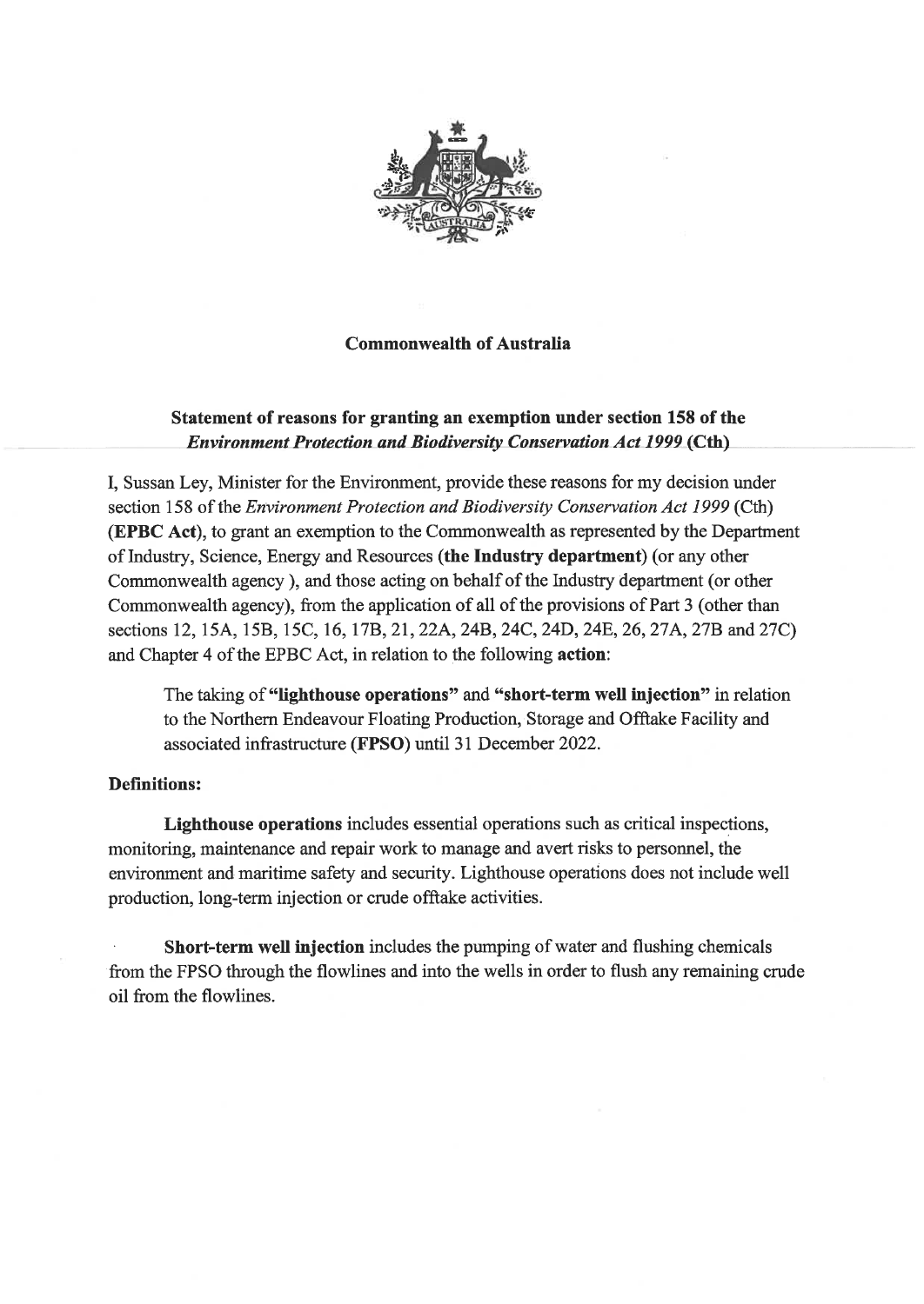**Commonwealth of Australia**

## Statement of reasons for granting an exemption under section 158 of the *Environment Protection and Biodiversity Conservation Act 1999* (Cth)

I, Sussan Ley, Minister for the Environment, provide these reasons for my decision under section 158 of the *Environment Protection and Biodiversity Conservation Act 1999* (Cth) (**EPBC Act**), to grant an exemption to the Commonwealth as represented by the Department of Industry, Science, Energy and Resources (**the Industry department**) (or any other Commonwealth agency ), and those acting on behalf of the Industry department (or other Commonwealth agency), from the application of all of the provisions of Part 3 (other than sections 12, 15A, 15B, 15C, 16, 17B, 21, 22A, 24B, 24C, 24D, 24E, 26, 27A, 27B and 27C) and Chapter 4 of the EPBC Act, in relation to the following **action**:

> The taking of **"lighthouse operations"** and **"short-term well injection"** in relation to the Northern Endeavour Floating Production, Storage and Offtake Facility and associated infrastructure (**FPSO**) until 31 December 2022.

**Definitions:**

**Lighthouse operations** includes essential operations such as critical inspections, monitoring, maintenance and repair work to manage and avert risks to personnel, the environment and maritime safety and security. Lighthouse operations does not include well production, long-term injection or crude offtake activities.

**Short-term well injection** includes the pumping of water and flushing chemicals from the FPSO through the flowlines and into the wells in order to flush any remaining crude oil from the flowlines.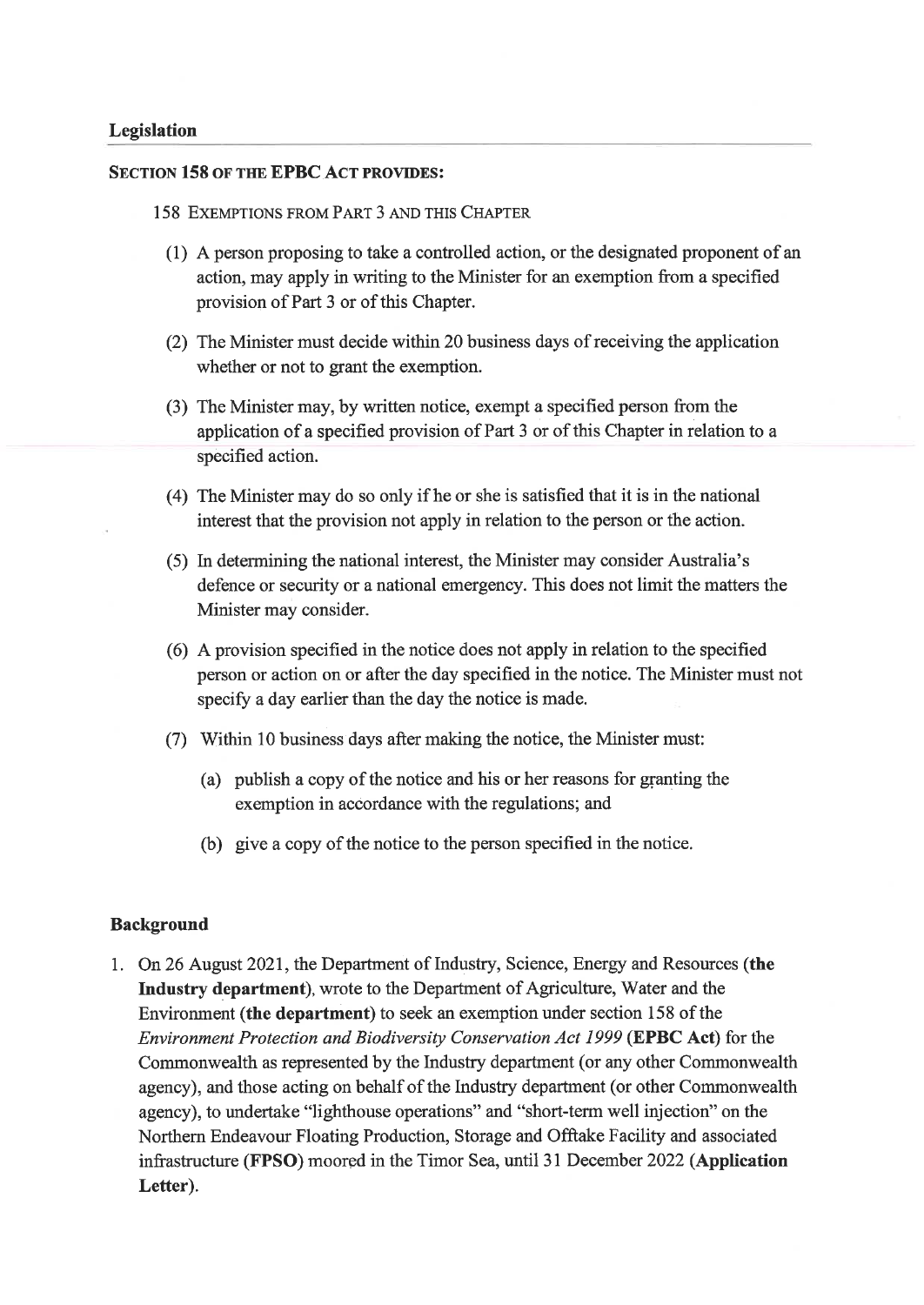## Legislation

**SECTION 158 OF THE EPBC ACT PROVIDES:**

158 EXEMPTIONS FROM PART 3 AND THIS CHAPTER

(1) A person proposing to take a controlled action, or the designated proponent of an action, may apply in writing to the Minister for an exemption from a specified provision of Part 3 or of this Chapter.

(2) The Minister must decide within 20 business days of receiving the application whether or not to grant the exemption.

(3) The Minister may, by written notice, exempt a specified person from the application of a specified provision of Part 3 or of this Chapter in relation to a specified action.

(4) The Minister may do so only if he or she is satisfied that it is in the national interest that the provision not apply in relation to the person or the action.

(5) In determining the national interest, the Minister may consider Australia's defence or security or a national emergency. This does not limit the matters the Minister may consider.

(6) A provision specified in the notice does not apply in relation to the specified person or action on or after the day specified in the notice. The Minister must not specify a day earlier than the day the notice is made.

(7) Within 10 business days after making the notice, the Minister must:

(a) publish a copy of the notice and his or her reasons for granting the exemption in accordance with the regulations; and

(b) give a copy of the notice to the person specified in the notice.

## Background

1. On 26 August 2021, the Department of Industry, Science, Energy and Resources (**the Industry department**), wrote to the Department of Agriculture, Water and the Environment (**the department**) to seek an exemption under section 158 of the *Environment Protection and Biodiversity Conservation Act 1999* (**EPBC Act**) for the Commonwealth as represented by the Industry department (or any other Commonwealth agency), and those acting on behalf of the Industry department (or other Commonwealth agency), to undertake "lighthouse operations" and "short-term well injection" on the Northern Endeavour Floating Production, Storage and Offtake Facility and associated infrastructure (**FPSO**) moored in the Timor Sea, until 31 December 2022 (**Application Letter**).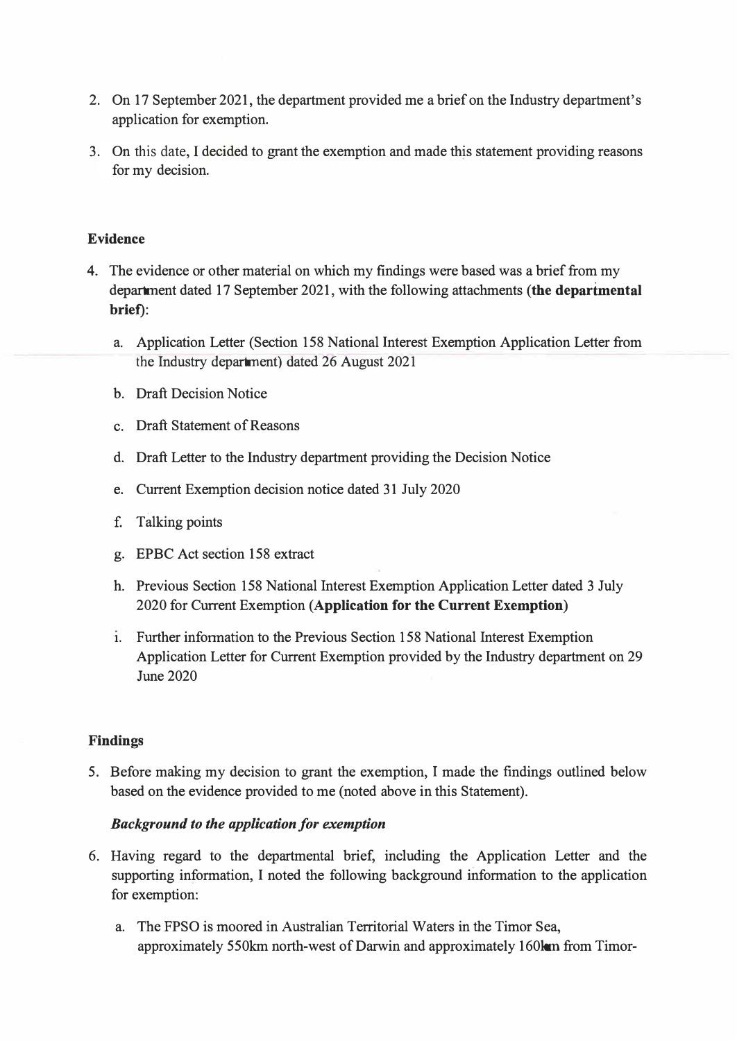2. On 17 September 2021, the department provided me a brief on the Industry department's application for exemption.

3. On this date, I decided to grant the exemption and made this statement providing reasons for my decision.

**Evidence**

4. The evidence or other material on which my findings were based was a brief from my department dated 17 September 2021, with the following attachments (**the departmental brief**):

   a. Application Letter (Section 158 National Interest Exemption Application Letter from the Industry department) dated 26 August 2021

   b. Draft Decision Notice

   c. Draft Statement of Reasons

   d. Draft Letter to the Industry department providing the Decision Notice

   e. Current Exemption decision notice dated 31 July 2020

   f. Talking points

   g. EPBC Act section 158 extract

   h. Previous Section 158 National Interest Exemption Application Letter dated 3 July 2020 for Current Exemption (**Application for the Current Exemption**)

   i. Further information to the Previous Section 158 National Interest Exemption Application Letter for Current Exemption provided by the Industry department on 29 June 2020

**Findings**

5. Before making my decision to grant the exemption, I made the findings outlined below based on the evidence provided to me (noted above in this Statement).

***Background to the application for exemption***

6. Having regard to the departmental brief, including the Application Letter and the supporting information, I noted the following background information to the application for exemption:

   a. The FPSO is moored in Australian Territorial Waters in the Timor Sea, approximately 550km north-west of Darwin and approximately 160km from Timor-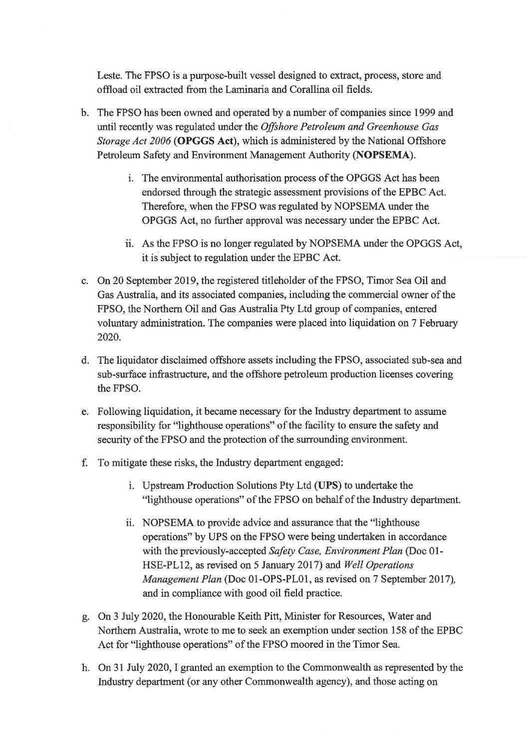Leste. The FPSO is a purpose-built vessel designed to extract, process, store and offload oil extracted from the Laminaria and Corallina oil fields.

b. The FPSO has been owned and operated by a number of companies since 1999 and until recently was regulated under the *Offshore Petroleum and Greenhouse Gas Storage Act 2006* (**OPGGS Act**), which is administered by the National Offshore Petroleum Safety and Environment Management Authority (**NOPSEMA**).

    i. The environmental authorisation process of the OPGGS Act has been endorsed through the strategic assessment provisions of the EPBC Act. Therefore, when the FPSO was regulated by NOPSEMA under the OPGGS Act, no further approval was necessary under the EPBC Act.

    ii. As the FPSO is no longer regulated by NOPSEMA under the OPGGS Act, it is subject to regulation under the EPBC Act.

c. On 20 September 2019, the registered titleholder of the FPSO, Timor Sea Oil and Gas Australia, and its associated companies, including the commercial owner of the FPSO, the Northern Oil and Gas Australia Pty Ltd group of companies, entered voluntary administration. The companies were placed into liquidation on 7 February 2020.

d. The liquidator disclaimed offshore assets including the FPSO, associated sub-sea and sub-surface infrastructure, and the offshore petroleum production licenses covering the FPSO.

e. Following liquidation, it became necessary for the Industry department to assume responsibility for "lighthouse operations" of the facility to ensure the safety and security of the FPSO and the protection of the surrounding environment.

f. To mitigate these risks, the Industry department engaged:

    i. Upstream Production Solutions Pty Ltd (**UPS**) to undertake the "lighthouse operations" of the FPSO on behalf of the Industry department.

    ii. NOPSEMA to provide advice and assurance that the "lighthouse operations" by UPS on the FPSO were being undertaken in accordance with the previously-accepted *Safety Case, Environment Plan* (Doc 01-HSE-PL12, as revised on 5 January 2017) and *Well Operations Management Plan* (Doc 01-OPS-PL01, as revised on 7 September 2017), and in compliance with good oil field practice.

g. On 3 July 2020, the Honourable Keith Pitt, Minister for Resources, Water and Northern Australia, wrote to me to seek an exemption under section 158 of the EPBC Act for "lighthouse operations" of the FPSO moored in the Timor Sea.

h. On 31 July 2020, I granted an exemption to the Commonwealth as represented by the Industry department (or any other Commonwealth agency), and those acting on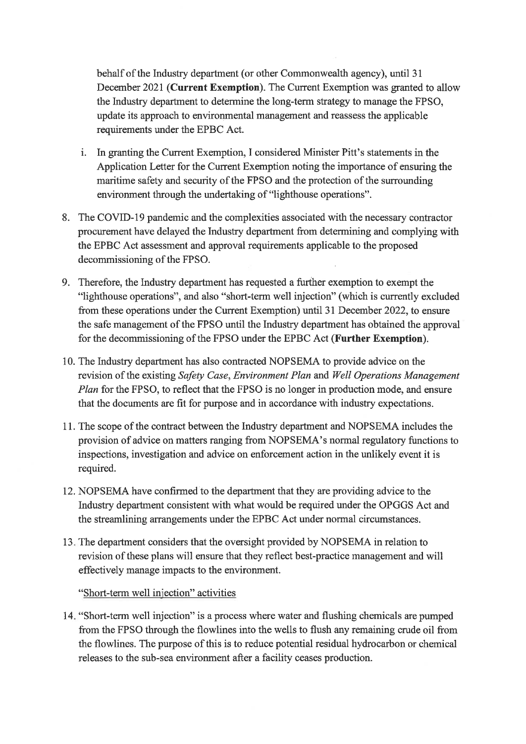behalf of the Industry department (or other Commonwealth agency), until 31 December 2021 (**Current Exemption**). The Current Exemption was granted to allow the Industry department to determine the long-term strategy to manage the FPSO, update its approach to environmental management and reassess the applicable requirements under the EPBC Act.

i. In granting the Current Exemption, I considered Minister Pitt's statements in the Application Letter for the Current Exemption noting the importance of ensuring the maritime safety and security of the FPSO and the protection of the surrounding environment through the undertaking of "lighthouse operations".

8. The COVID-19 pandemic and the complexities associated with the necessary contractor procurement have delayed the Industry department from determining and complying with the EPBC Act assessment and approval requirements applicable to the proposed decommissioning of the FPSO.

9. Therefore, the Industry department has requested a further exemption to exempt the "lighthouse operations", and also "short-term well injection" (which is currently excluded from these operations under the Current Exemption) until 31 December 2022, to ensure the safe management of the FPSO until the Industry department has obtained the approval for the decommissioning of the FPSO under the EPBC Act (**Further Exemption**).

10. The Industry department has also contracted NOPSEMA to provide advice on the revision of the existing *Safety Case*, *Environment Plan* and *Well Operations Management Plan* for the FPSO, to reflect that the FPSO is no longer in production mode, and ensure that the documents are fit for purpose and in accordance with industry expectations.

11. The scope of the contract between the Industry department and NOPSEMA includes the provision of advice on matters ranging from NOPSEMA's normal regulatory functions to inspections, investigation and advice on enforcement action in the unlikely event it is required.

12. NOPSEMA have confirmed to the department that they are providing advice to the Industry department consistent with what would be required under the OPGGS Act and the streamlining arrangements under the EPBC Act under normal circumstances.

13. The department considers that the oversight provided by NOPSEMA in relation to revision of these plans will ensure that they reflect best-practice management and will effectively manage impacts to the environment.

"Short-term well injection" activities

14. "Short-term well injection" is a process where water and flushing chemicals are pumped from the FPSO through the flowlines into the wells to flush any remaining crude oil from the flowlines. The purpose of this is to reduce potential residual hydrocarbon or chemical releases to the sub-sea environment after a facility ceases production.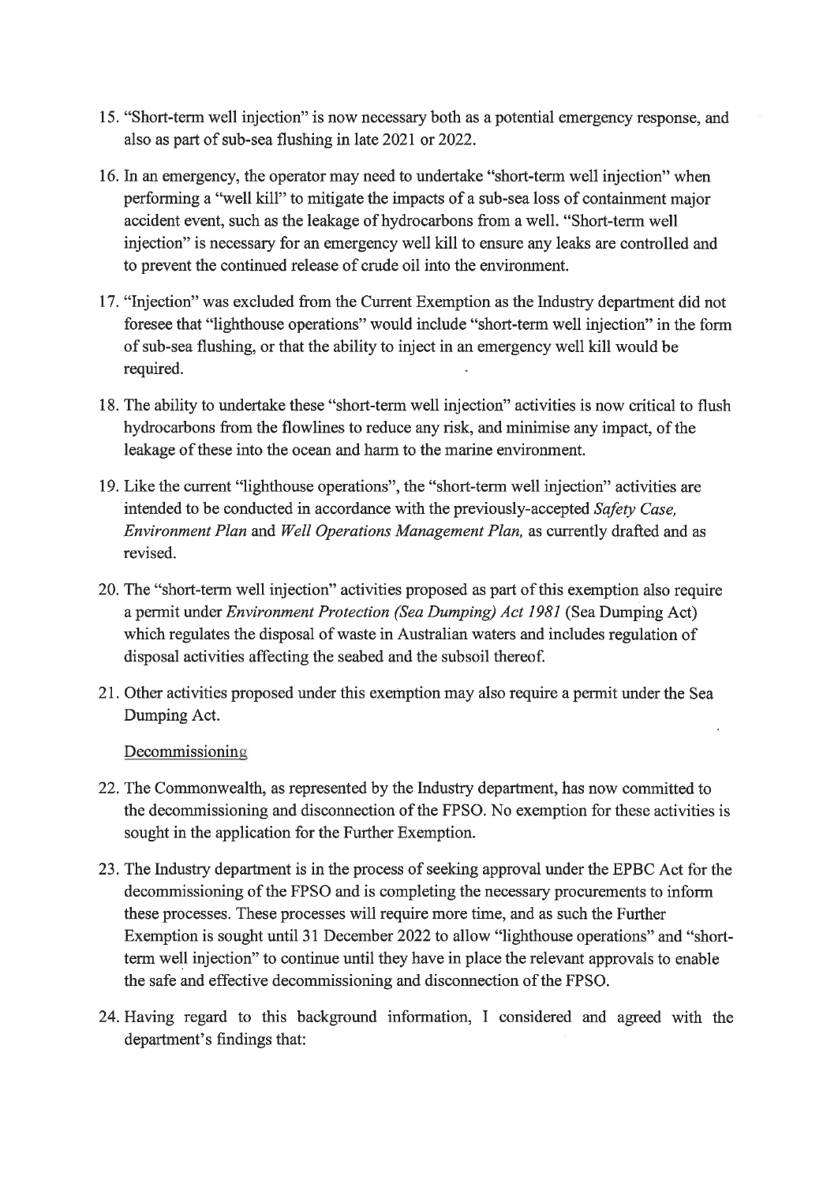15. "Short-term well injection" is now necessary both as a potential emergency response, and also as part of sub-sea flushing in late 2021 or 2022.

16. In an emergency, the operator may need to undertake "short-term well injection" when performing a "well kill" to mitigate the impacts of a sub-sea loss of containment major accident event, such as the leakage of hydrocarbons from a well. "Short-term well injection" is necessary for an emergency well kill to ensure any leaks are controlled and to prevent the continued release of crude oil into the environment.

17. "Injection" was excluded from the Current Exemption as the Industry department did not foresee that "lighthouse operations" would include "short-term well injection" in the form of sub-sea flushing, or that the ability to inject in an emergency well kill would be required.

18. The ability to undertake these "short-term well injection" activities is now critical to flush hydrocarbons from the flowlines to reduce any risk, and minimise any impact, of the leakage of these into the ocean and harm to the marine environment.

19. Like the current "lighthouse operations", the "short-term well injection" activities are intended to be conducted in accordance with the previously-accepted *Safety Case, Environment Plan* and *Well Operations Management Plan,* as currently drafted and as revised.

20. The "short-term well injection" activities proposed as part of this exemption also require a permit under *Environment Protection (Sea Dumping) Act 1981* (Sea Dumping Act) which regulates the disposal of waste in Australian waters and includes regulation of disposal activities affecting the seabed and the subsoil thereof.

21. Other activities proposed under this exemption may also require a permit under the Sea Dumping Act.

Decommissioning

22. The Commonwealth, as represented by the Industry department, has now committed to the decommissioning and disconnection of the FPSO. No exemption for these activities is sought in the application for the Further Exemption.

23. The Industry department is in the process of seeking approval under the EPBC Act for the decommissioning of the FPSO and is completing the necessary procurements to inform these processes. These processes will require more time, and as such the Further Exemption is sought until 31 December 2022 to allow "lighthouse operations" and "short-term well injection" to continue until they have in place the relevant approvals to enable the safe and effective decommissioning and disconnection of the FPSO.

24. Having regard to this background information, I considered and agreed with the department's findings that: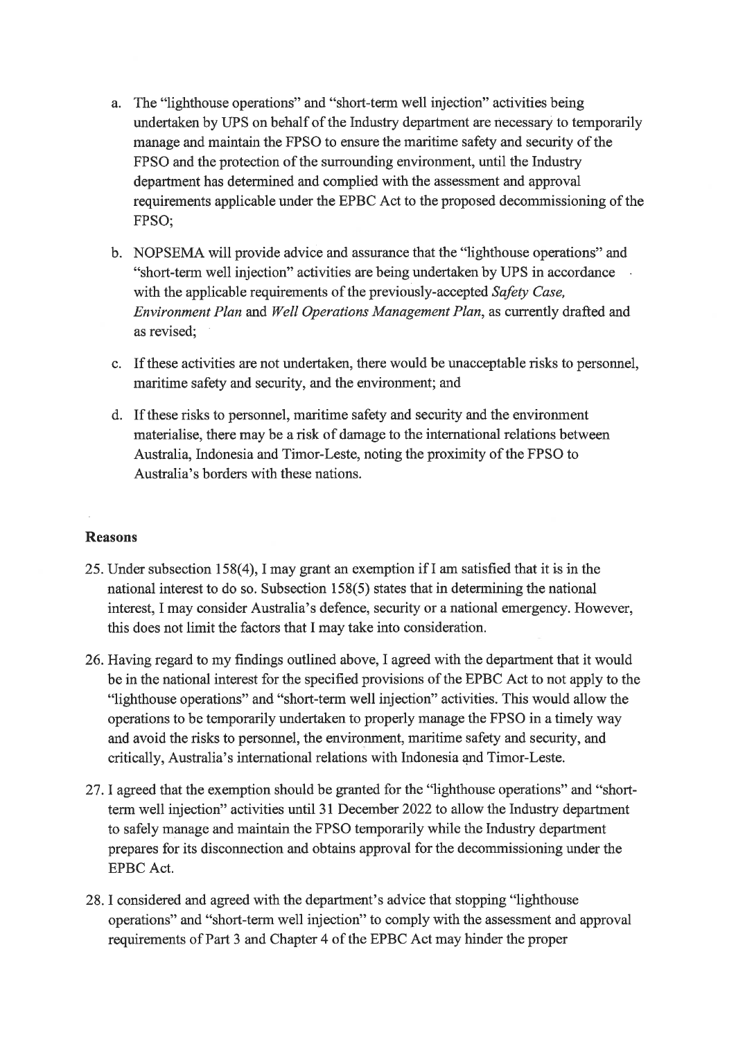a. The "lighthouse operations" and "short-term well injection" activities being undertaken by UPS on behalf of the Industry department are necessary to temporarily manage and maintain the FPSO to ensure the maritime safety and security of the FPSO and the protection of the surrounding environment, until the Industry department has determined and complied with the assessment and approval requirements applicable under the EPBC Act to the proposed decommissioning of the FPSO;

b. NOPSEMA will provide advice and assurance that the "lighthouse operations" and "short-term well injection" activities are being undertaken by UPS in accordance with the applicable requirements of the previously-accepted *Safety Case, Environment Plan* and *Well Operations Management Plan*, as currently drafted and as revised;

c. If these activities are not undertaken, there would be unacceptable risks to personnel, maritime safety and security, and the environment; and

d. If these risks to personnel, maritime safety and security and the environment materialise, there may be a risk of damage to the international relations between Australia, Indonesia and Timor-Leste, noting the proximity of the FPSO to Australia's borders with these nations.

**Reasons**

25. Under subsection 158(4), I may grant an exemption if I am satisfied that it is in the national interest to do so. Subsection 158(5) states that in determining the national interest, I may consider Australia's defence, security or a national emergency. However, this does not limit the factors that I may take into consideration.

26. Having regard to my findings outlined above, I agreed with the department that it would be in the national interest for the specified provisions of the EPBC Act to not apply to the "lighthouse operations" and "short-term well injection" activities. This would allow the operations to be temporarily undertaken to properly manage the FPSO in a timely way and avoid the risks to personnel, the environment, maritime safety and security, and critically, Australia's international relations with Indonesia and Timor-Leste.

27. I agreed that the exemption should be granted for the "lighthouse operations" and "short-term well injection" activities until 31 December 2022 to allow the Industry department to safely manage and maintain the FPSO temporarily while the Industry department prepares for its disconnection and obtains approval for the decommissioning under the EPBC Act.

28. I considered and agreed with the department's advice that stopping "lighthouse operations" and "short-term well injection" to comply with the assessment and approval requirements of Part 3 and Chapter 4 of the EPBC Act may hinder the proper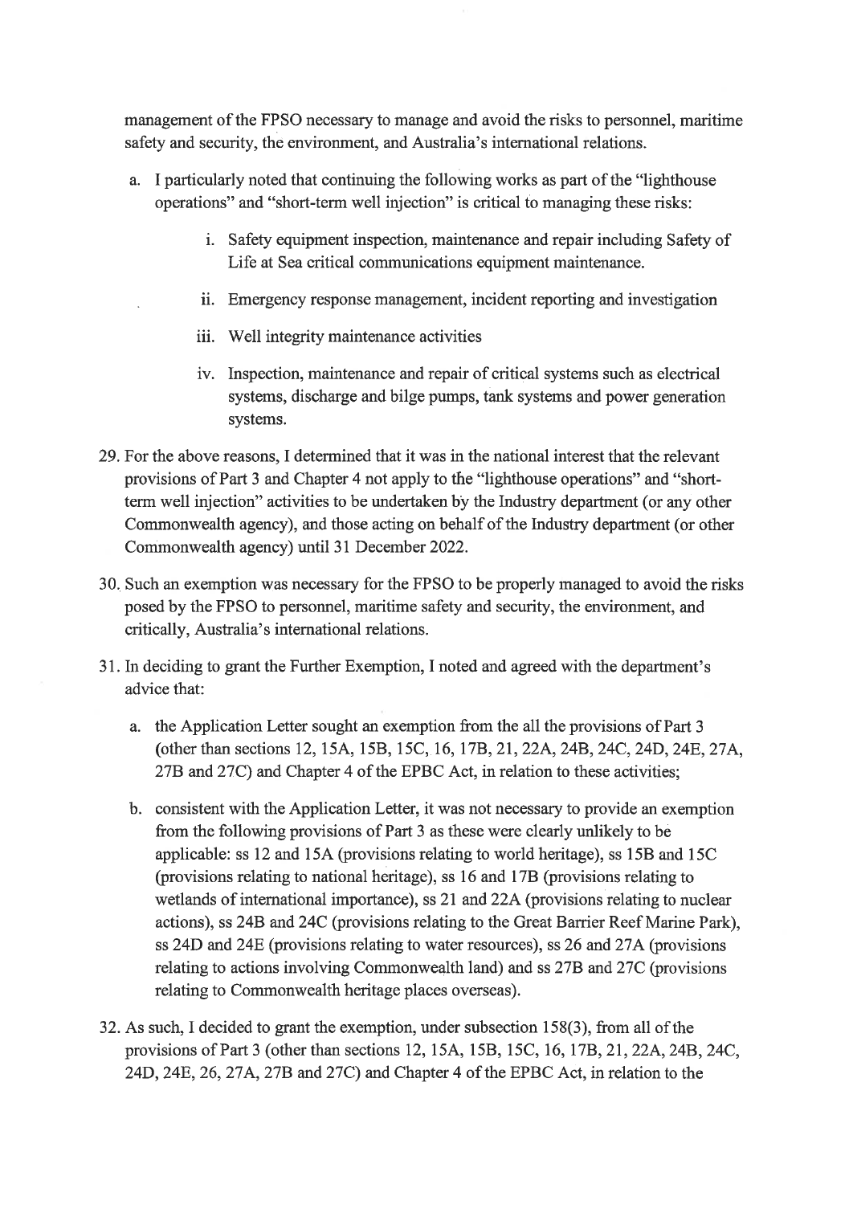management of the FPSO necessary to manage and avoid the risks to personnel, maritime safety and security, the environment, and Australia's international relations.

a. I particularly noted that continuing the following works as part of the "lighthouse operations" and "short-term well injection" is critical to managing these risks:

   i. Safety equipment inspection, maintenance and repair including Safety of Life at Sea critical communications equipment maintenance.

   ii. Emergency response management, incident reporting and investigation

   iii. Well integrity maintenance activities

   iv. Inspection, maintenance and repair of critical systems such as electrical systems, discharge and bilge pumps, tank systems and power generation systems.

29. For the above reasons, I determined that it was in the national interest that the relevant provisions of Part 3 and Chapter 4 not apply to the "lighthouse operations" and "short-term well injection" activities to be undertaken by the Industry department (or any other Commonwealth agency), and those acting on behalf of the Industry department (or other Commonwealth agency) until 31 December 2022.

30. Such an exemption was necessary for the FPSO to be properly managed to avoid the risks posed by the FPSO to personnel, maritime safety and security, the environment, and critically, Australia's international relations.

31. In deciding to grant the Further Exemption, I noted and agreed with the department's advice that:

   a. the Application Letter sought an exemption from the all the provisions of Part 3 (other than sections 12, 15A, 15B, 15C, 16, 17B, 21, 22A, 24B, 24C, 24D, 24E, 27A, 27B and 27C) and Chapter 4 of the EPBC Act, in relation to these activities;

   b. consistent with the Application Letter, it was not necessary to provide an exemption from the following provisions of Part 3 as these were clearly unlikely to be applicable: ss 12 and 15A (provisions relating to world heritage), ss 15B and 15C (provisions relating to national heritage), ss 16 and 17B (provisions relating to wetlands of international importance), ss 21 and 22A (provisions relating to nuclear actions), ss 24B and 24C (provisions relating to the Great Barrier Reef Marine Park), ss 24D and 24E (provisions relating to water resources), ss 26 and 27A (provisions relating to actions involving Commonwealth land) and ss 27B and 27C (provisions relating to Commonwealth heritage places overseas).

32. As such, I decided to grant the exemption, under subsection 158(3), from all of the provisions of Part 3 (other than sections 12, 15A, 15B, 15C, 16, 17B, 21, 22A, 24B, 24C, 24D, 24E, 26, 27A, 27B and 27C) and Chapter 4 of the EPBC Act, in relation to the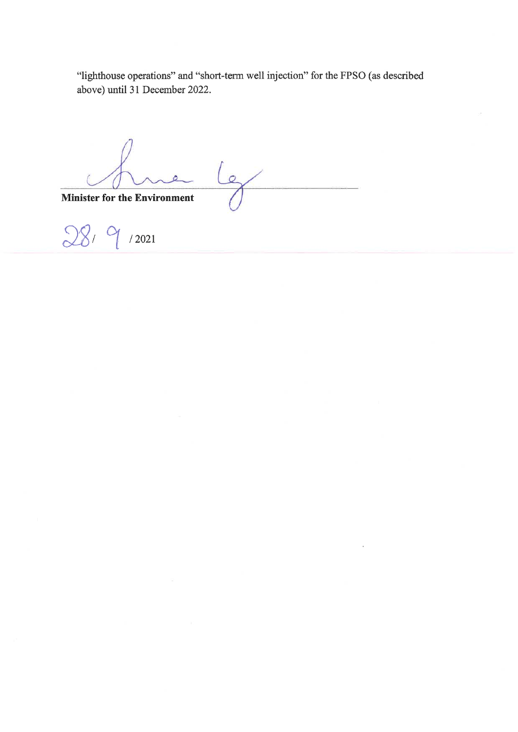"lighthouse operations" and "short-term well injection" for the FPSO (as described above) until 31 December 2022.

**Minister for the Environment**

28 / 9 / 2021